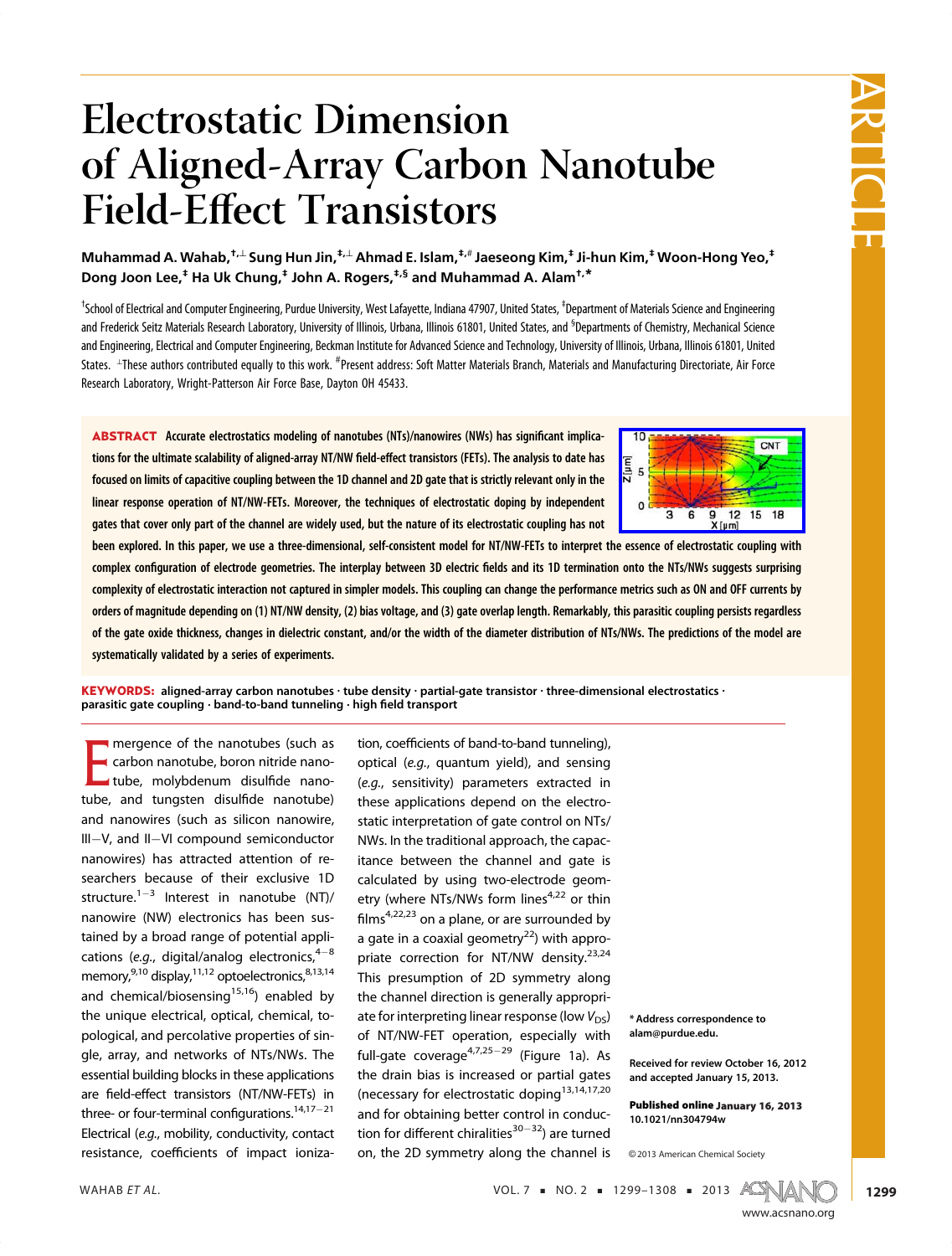# Electrostatic Dimension of Aligned-Array Carbon Nanotube Field-Effect Transistors

**Muhammad A. Wahab,[†,⊥] Sung Hun Jin,[‡,⊥] Ahmad E. Islam,[‡,#] Jaeseong Kim,[‡] Ji-hun Kim,[‡] Woon-Hong Yeo,[‡] Dong Joon Lee,[‡] Ha Uk Chung,[‡] John A. Rogers,[‡,§] and Muhammad A. Alam[†,*]**

[†]School of Electrical and Computer Engineering, Purdue University, West Lafayette, Indiana 47907, United States, [‡]Department of Materials Science and Engineering and Frederick Seitz Materials Research Laboratory, University of Illinois, Urbana, Illinois 61801, United States, and [§]Departments of Chemistry, Mechanical Science and Engineering, Electrical and Computer Engineering, Beckman Institute for Advanced Science and Technology, University of Illinois, Urbana, Illinois 61801, United States. [⊥]These authors contributed equally to this work. [#]Present address: Soft Matter Materials Branch, Materials and Manufacturing Directorate, Air Force Research Laboratory, Wright-Patterson Air Force Base, Dayton OH 45433.

**ABSTRACT** Accurate electrostatics modeling of nanotubes (NTs)/nanowires (NWs) has significant implications for the ultimate scalability of aligned-array NT/NW field-effect transistors (FETs). The analysis to date has focused on limits of capacitive coupling between the 1D channel and 2D gate that is strictly relevant only in the linear response operation of NT/NW-FETs. Moreover, the techniques of electrostatic doping by independent gates that cover only part of the channel are widely used, but the nature of its electrostatic coupling has not been explored. In this paper, we use a three-dimensional, self-consistent model for NT/NW-FETs to interpret the essence of electrostatic coupling with complex configuration of electrode geometries. The interplay between 3D electric fields and its 1D termination onto the NTs/NWs suggests surprising complexity of electrostatic interaction not captured in simpler models. This coupling can change the performance metrics such as ON and OFF currents by orders of magnitude depending on (1) NT/NW density, (2) bias voltage, and (3) gate overlap length. Remarkably, this parasitic coupling persists regardless of the gate oxide thickness, changes in dielectric constant, and/or the width of the diameter distribution of NTs/NWs. The predictions of the model are systematically validated by a series of experiments.

**KEYWORDS:** aligned-array carbon nanotubes · tube density · partial-gate transistor · three-dimensional electrostatics · parasitic gate coupling · band-to-band tunneling · high field transport

Emergence of the nanotubes (such as carbon nanotube, boron nitride nanotube, molybdenum disulfide nanotube, and tungsten disulfide nanotube) and nanowires (such as silicon nanowire, III−V, and II−VI compound semiconductor nanowires) has attracted attention of researchers because of their exclusive 1D structure.[1−3] Interest in nanotube (NT)/nanowire (NW) electronics has been sustained by a broad range of potential applications (*e.g.*, digital/analog electronics,[4−8] memory,[9,10] display,[11,12] optoelectronics,[8,13,14] and chemical/biosensing[15,16]) enabled by the unique electrical, optical, chemical, topological, and percolative properties of single, array, and networks of NTs/NWs. The essential building blocks in these applications are field-effect transistors (NT/NW-FETs) in three- or four-terminal configurations.[14,17−21] Electrical (*e.g.*, mobility, conductivity, contact resistance, coefficients of impact ionization, coefficients of band-to-band tunneling), optical (*e.g.*, quantum yield), and sensing (*e.g.*, sensitivity) parameters extracted in these applications depend on the electrostatic interpretation of gate control on NTs/NWs. In the traditional approach, the capacitance between the channel and gate is calculated by using two-electrode geometry (where NTs/NWs form lines[4,22] or thin films[4,22,23] on a plane, or are surrounded by a gate in a coaxial geometry[22]) with appropriate correction for NT/NW density.[23,24] This presumption of 2D symmetry along the channel direction is generally appropriate for interpreting linear response (low $V_{DS}$) of NT/NW-FET operation, especially with full-gate coverage[4,7,25−29] (Figure 1a). As the drain bias is increased or partial gates (necessary for electrostatic doping[13,14,17,20] and for obtaining better control in conduction for different chiralities[30−32]) are turned on, the 2D symmetry along the channel is

\* Address correspondence to alam@purdue.edu.

Received for review October 16, 2012 and accepted January 15, 2013.

**Published online** January 16, 2013
10.1021/nn304794w

© 2013 American Chemical Society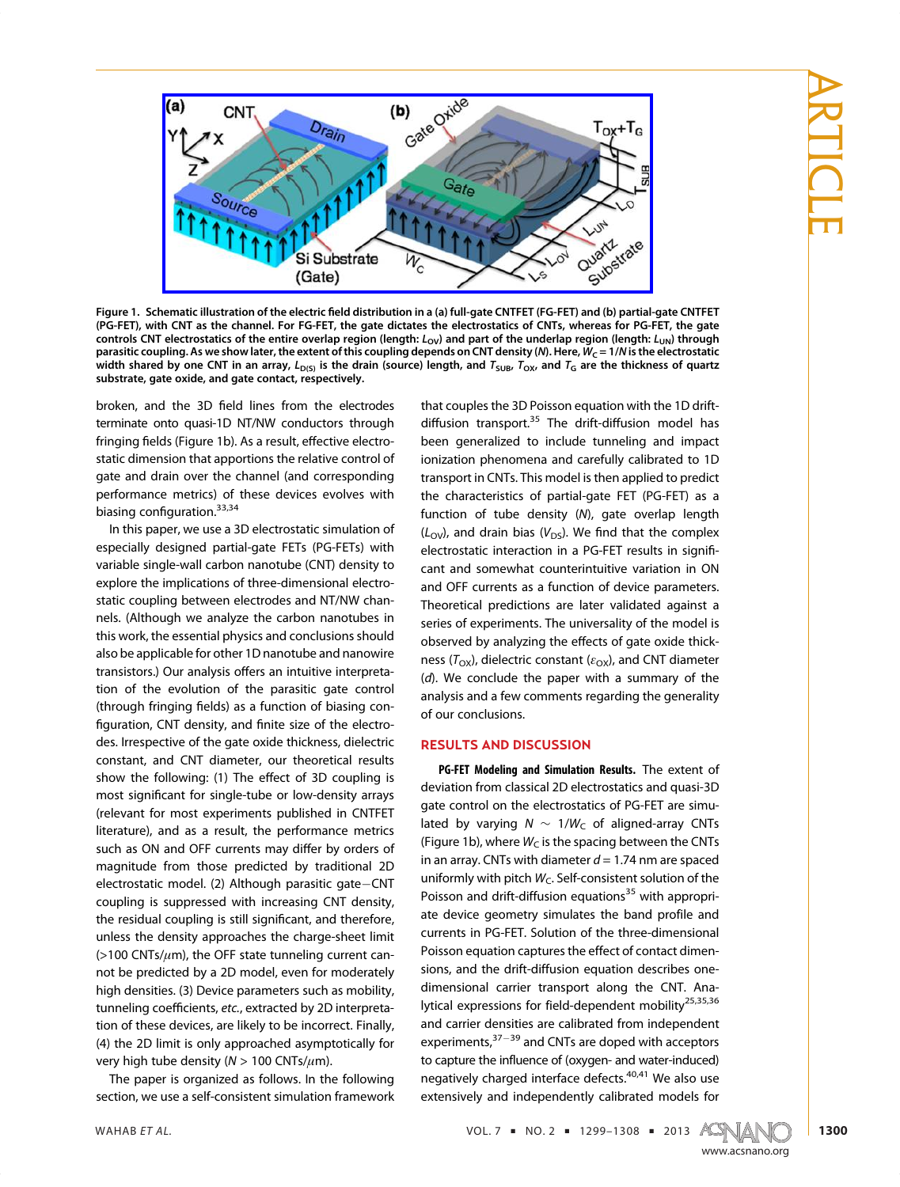Figure 1. Schematic illustration of the electric field distribution in a (a) full-gate CNTFET (FG-FET) and (b) partial-gate CNTFET (PG-FET), with CNT as the channel. For FG-FET, the gate dictates the electrostatics of CNTs, whereas for PG-FET, the gate controls CNT electrostatics of the entire overlap region (length: $L_{OV}$) and part of the underlap region (length: $L_{UN}$) through parasitic coupling. As we show later, the extent of this coupling depends on CNT density ($N$). Here, $W_C = 1/N$ is the electrostatic width shared by one CNT in an array, $L_{D(S)}$ is the drain (source) length, and $T_{SUB}$, $T_{OX}$, and $T_G$ are the thickness of quartz substrate, gate oxide, and gate contact, respectively.

broken, and the 3D field lines from the electrodes terminate onto quasi-1D NT/NW conductors through fringing fields (Figure 1b). As a result, effective electrostatic dimension that apportions the relative control of gate and drain over the channel (and corresponding performance metrics) of these devices evolves with biasing configuration.[33,34]

In this paper, we use a 3D electrostatic simulation of especially designed partial-gate FETs (PG-FETs) with variable single-wall carbon nanotube (CNT) density to explore the implications of three-dimensional electrostatic coupling between electrodes and NT/NW channels. (Although we analyze the carbon nanotubes in this work, the essential physics and conclusions should also be applicable for other 1D nanotube and nanowire transistors.) Our analysis offers an intuitive interpretation of the evolution of the parasitic gate control (through fringing fields) as a function of biasing configuration, CNT density, and finite size of the electrodes. Irrespective of the gate oxide thickness, dielectric constant, and CNT diameter, our theoretical results show the following: (1) The effect of 3D coupling is most significant for single-tube or low-density arrays (relevant for most experiments published in CNTFET literature), and as a result, the performance metrics such as ON and OFF currents may differ by orders of magnitude from those predicted by traditional 2D electrostatic model. (2) Although parasitic gate−CNT coupling is suppressed with increasing CNT density, the residual coupling is still significant, and therefore, unless the density approaches the charge-sheet limit (>100 CNTs/$\mu$m), the OFF state tunneling current cannot be predicted by a 2D model, even for moderately high densities. (3) Device parameters such as mobility, tunneling coefficients, *etc.*, extracted by 2D interpretation of these devices, are likely to be incorrect. Finally, (4) the 2D limit is only approached asymptotically for very high tube density ($N$ > 100 CNTs/$\mu$m).

The paper is organized as follows. In the following section, we use a self-consistent simulation framework that couples the 3D Poisson equation with the 1D drift-diffusion transport.[35] The drift-diffusion model has been generalized to include tunneling and impact ionization phenomena and carefully calibrated to 1D transport in CNTs. This model is then applied to predict the characteristics of partial-gate FET (PG-FET) as a function of tube density ($N$), gate overlap length ($L_{OV}$), and drain bias ($V_{DS}$). We find that the complex electrostatic interaction in a PG-FET results in significant and somewhat counterintuitive variation in ON and OFF currents as a function of device parameters. Theoretical predictions are later validated against a series of experiments. The universality of the model is observed by analyzing the effects of gate oxide thickness ($T_{OX}$), dielectric constant ($\varepsilon_{OX}$), and CNT diameter ($d$). We conclude the paper with a summary of the analysis and a few comments regarding the generality of our conclusions.

## RESULTS AND DISCUSSION

**PG-FET Modeling and Simulation Results.** The extent of deviation from classical 2D electrostatics and quasi-3D gate control on the electrostatics of PG-FET are simulated by varying $N \sim 1/W_C$ of aligned-array CNTs (Figure 1b), where $W_C$ is the spacing between the CNTs in an array. CNTs with diameter $d$ = 1.74 nm are spaced uniformly with pitch $W_C$. Self-consistent solution of the Poisson and drift-diffusion equations[35] with appropriate device geometry simulates the band profile and currents in PG-FET. Solution of the three-dimensional Poisson equation captures the effect of contact dimensions, and the drift-diffusion equation describes one-dimensional carrier transport along the CNT. Analytical expressions for field-dependent mobility[25,35,36] and carrier densities are calibrated from independent experiments,[37−39] and CNTs are doped with acceptors to capture the influence of (oxygen- and water-induced) negatively charged interface defects.[40,41] We also use extensively and independently calibrated models for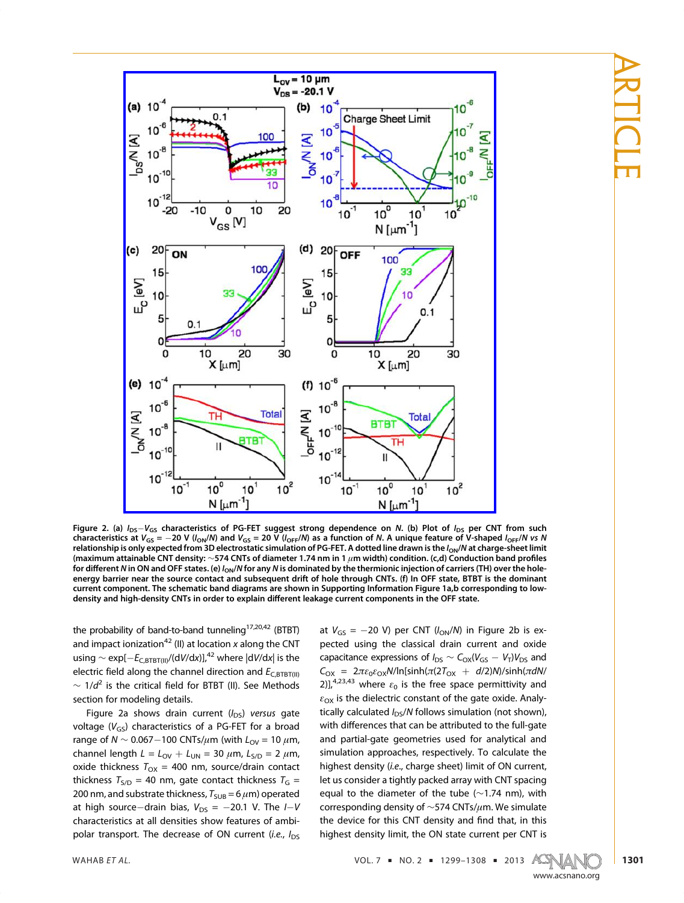**Figure 2.** (a) $I_{DS}$−$V_{GS}$ characteristics of PG-FET suggest strong dependence on *N*. (b) Plot of $I_{DS}$ per CNT from such characteristics at $V_{GS}$ = −20 V ($I_{ON}/N$) and $V_{GS}$ = 20 V ($I_{OFF}/N$) as a function of *N*. A unique feature of V-shaped $I_{OFF}/N$ *vs N* relationship is only expected from 3D electrostatic simulation of PG-FET. A dotted line drawn is the $I_{ON}/N$ at charge-sheet limit (maximum attainable CNT density: ∼574 CNTs of diameter 1.74 nm in 1 μm width) condition. (c,d) Conduction band profiles for different *N* in ON and OFF states. (e) $I_{ON}/N$ for any *N* is dominated by the thermionic injection of carriers (TH) over the hole-energy barrier near the source contact and subsequent drift of hole through CNTs. (f) In OFF state, BTBT is the dominant current component. The schematic band diagrams are shown in Supporting Information Figure 1a,b corresponding to low-density and high-density CNTs in order to explain different leakage current components in the OFF state.

the probability of band-to-band tunneling[17,20,42] (BTBT) and impact ionization[42] (II) at location *x* along the CNT using ∼ exp[−$E_{C,BTBT(II)}$/(d*V*/d*x*)],[42] where |d*V*/d*x*| is the electric field along the channel direction and $E_{C,BTBT(II)}$ ∼ 1/$d^2$ is the critical field for BTBT (II). See Methods section for modeling details.

Figure 2a shows drain current ($I_{DS}$) *versus* gate voltage ($V_{GS}$) characteristics of a PG-FET for a broad range of *N* ∼ 0.067−100 CNTs/μm (with $L_{OV}$ = 10 μm, channel length $L = L_{OV} + L_{UN}$ = 30 μm, $L_{S/D}$ = 2 μm, oxide thickness $T_{OX}$ = 400 nm, source/drain contact thickness $T_{S/D}$ = 40 nm, gate contact thickness $T_G$ = 200 nm, and substrate thickness, $T_{SUB}$ = 6 μm) operated at high source−drain bias, $V_{DS}$ = −20.1 V. The *I*−*V* characteristics at all densities show features of ambipolar transport. The decrease of ON current (*i.e.*, $I_{DS}$ at $V_{GS}$ = −20 V) per CNT ($I_{ON}/N$) in Figure 2b is expected using the classical drain current and oxide capacitance expressions of $I_{DS} \sim C_{OX}(V_{GS} - V_T)V_{DS}$ and $C_{OX} = 2\pi\varepsilon_0\varepsilon_{OX}N/\ln[\sinh(\pi(2T_{OX} + d/2)N)/\sinh(\pi dN/2)]$,[4,23,43] where $\varepsilon_0$ is the free space permittivity and $\varepsilon_{OX}$ is the dielectric constant of the gate oxide. Analytically calculated $I_{DS}/N$ follows simulation (not shown), with differences that can be attributed to the full-gate and partial-gate geometries used for analytical and simulation approaches, respectively. To calculate the highest density (*i.e.*, charge sheet) limit of ON current, let us consider a tightly packed array with CNT spacing equal to the diameter of the tube (∼1.74 nm), with corresponding density of ∼574 CNTs/μm. We simulate the device for this CNT density and find that, in this highest density limit, the ON state current per CNT is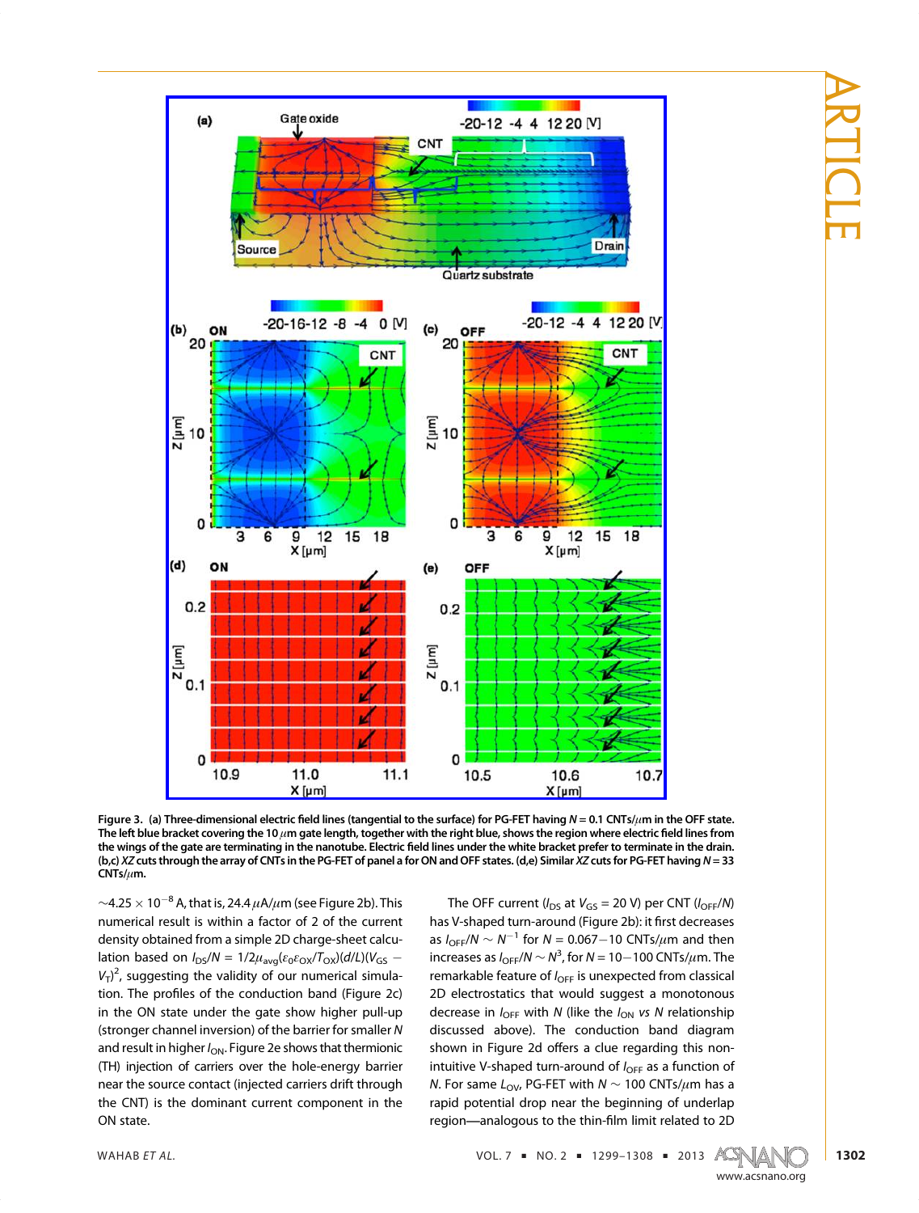**Figure 3. (a) Three-dimensional electric field lines (tangential to the surface) for PG-FET having $N = 0.1$ CNTs/$\mu$m in the OFF state. The left blue bracket covering the 10 $\mu$m gate length, together with the right blue, shows the region where electric field lines from the wings of the gate are terminating in the nanotube. Electric field lines under the white bracket prefer to terminate in the drain. (b,c) *XZ* cuts through the array of CNTs in the PG-FET of panel a for ON and OFF states. (d,e) Similar *XZ* cuts for PG-FET having $N = 33$ CNTs/$\mu$m.**

$\sim 4.25 \times 10^{-8}$ A, that is, 24.4 $\mu$A/$\mu$m (see Figure 2b). This numerical result is within a factor of 2 of the current density obtained from a simple 2D charge-sheet calculation based on $I_{DS}/N = 1/2\mu_{avg}(\varepsilon_0\varepsilon_{OX}/T_{OX})(d/L)(V_{GS} - V_T)^2$, suggesting the validity of our numerical simulation. The profiles of the conduction band (Figure 2c) in the ON state under the gate show higher pull-up (stronger channel inversion) of the barrier for smaller $N$ and result in higher $I_{ON}$. Figure 2e shows that thermionic (TH) injection of carriers over the hole-energy barrier near the source contact (injected carriers drift through the CNT) is the dominant current component in the ON state.

The OFF current ($I_{DS}$ at $V_{GS} = 20$ V) per CNT ($I_{OFF}/N$) has V-shaped turn-around (Figure 2b): it first decreases as $I_{OFF}/N \sim N^{-1}$ for $N = 0.067-10$ CNTs/$\mu$m and then increases as $I_{OFF}/N \sim N^3$, for $N = 10-100$ CNTs/$\mu$m. The remarkable feature of $I_{OFF}$ is unexpected from classical 2D electrostatics that would suggest a monotonous decrease in $I_{OFF}$ with $N$ (like the $I_{ON}$ *vs* $N$ relationship discussed above). The conduction band diagram shown in Figure 2d offers a clue regarding this non-intuitive V-shaped turn-around of $I_{OFF}$ as a function of $N$. For same $L_{OV}$, PG-FET with $N \sim 100$ CNTs/$\mu$m has a rapid potential drop near the beginning of underlap region—analogous to the thin-film limit related to 2D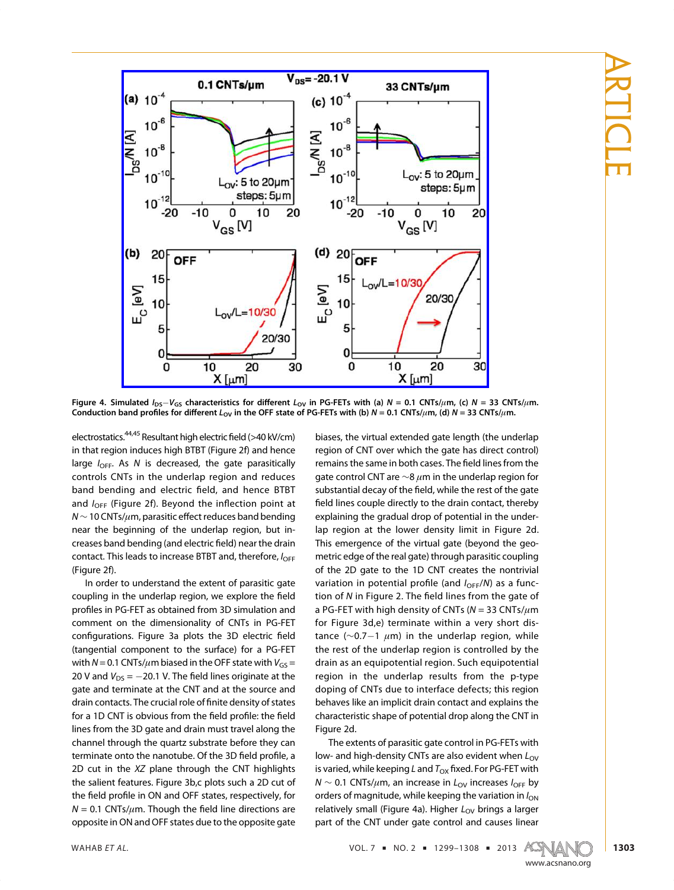Figure 4. Simulated $I_{DS}-V_{GS}$ characteristics for different $L_{OV}$ in PG-FETs with (a) $N$ = 0.1 CNTs/$\mu$m, (c) $N$ = 33 CNTs/$\mu$m. Conduction band profiles for different $L_{OV}$ in the OFF state of PG-FETs with (b) $N$ = 0.1 CNTs/$\mu$m, (d) $N$ = 33 CNTs/$\mu$m.

electrostatics.[44,45] Resultant high electric field (>40 kV/cm) in that region induces high BTBT (Figure 2f) and hence large $I_{OFF}$. As $N$ is decreased, the gate parasitically controls CNTs in the underlap region and reduces band bending and electric field, and hence BTBT and $I_{OFF}$ (Figure 2f). Beyond the inflection point at $N \sim 10$ CNTs/$\mu$m, parasitic effect reduces band bending near the beginning of the underlap region, but increases band bending (and electric field) near the drain contact. This leads to increase BTBT and, therefore, $I_{OFF}$ (Figure 2f).

In order to understand the extent of parasitic gate coupling in the underlap region, we explore the field profiles in PG-FET as obtained from 3D simulation and comment on the dimensionality of CNTs in PG-FET configurations. Figure 3a plots the 3D electric field (tangential component to the surface) for a PG-FET with $N$ = 0.1 CNTs/$\mu$m biased in the OFF state with $V_{GS}$ = 20 V and $V_{DS}$ = −20.1 V. The field lines originate at the gate and terminate at the CNT and at the source and drain contacts. The crucial role of finite density of states for a 1D CNT is obvious from the field profile: the field lines from the 3D gate and drain must travel along the channel through the quartz substrate before they can terminate onto the nanotube. Of the 3D field profile, a 2D cut in the $XZ$ plane through the CNT highlights the salient features. Figure 3b,c plots such a 2D cut of the field profile in ON and OFF states, respectively, for $N$ = 0.1 CNTs/$\mu$m. Though the field line directions are opposite in ON and OFF states due to the opposite gate biases, the virtual extended gate length (the underlap region of CNT over which the gate has direct control) remains the same in both cases. The field lines from the gate control CNT are ~8 $\mu$m in the underlap region for substantial decay of the field, while the rest of the gate field lines couple directly to the drain contact, thereby explaining the gradual drop of potential in the underlap region at the lower density limit in Figure 2d. This emergence of the virtual gate (beyond the geometric edge of the real gate) through parasitic coupling of the 2D gate to the 1D CNT creates the nontrivial variation in potential profile (and $I_{OFF}/N$) as a function of $N$ in Figure 2. The field lines from the gate of a PG-FET with high density of CNTs ($N$ = 33 CNTs/$\mu$m for Figure 3d,e) terminate within a very short distance (~0.7−1 $\mu$m) in the underlap region, while the rest of the underlap region is controlled by the drain as an equipotential region. Such equipotential region in the underlap results from the p-type doping of CNTs due to interface defects; this region behaves like an implicit drain contact and explains the characteristic shape of potential drop along the CNT in Figure 2d.

The extents of parasitic gate control in PG-FETs with low- and high-density CNTs are also evident when $L_{OV}$ is varied, while keeping $L$ and $T_{OX}$ fixed. For PG-FET with $N \sim 0.1$ CNTs/$\mu$m, an increase in $L_{OV}$ increases $I_{OFF}$ by orders of magnitude, while keeping the variation in $I_{ON}$ relatively small (Figure 4a). Higher $L_{OV}$ brings a larger part of the CNT under gate control and causes linear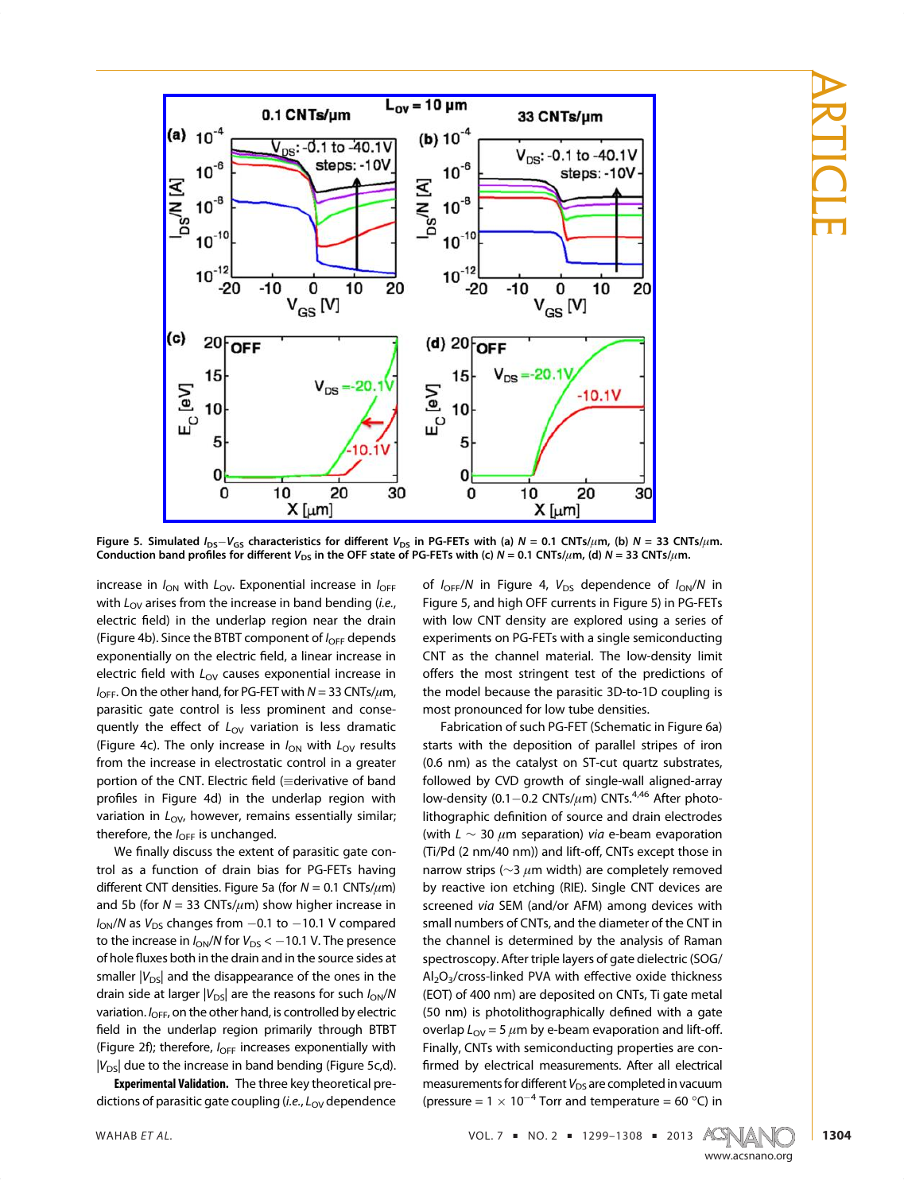Figure 5. Simulated $I_{DS}-V_{GS}$ characteristics for different $V_{DS}$ in PG-FETs with (a) $N$ = 0.1 CNTs/$\mu$m, (b) $N$ = 33 CNTs/$\mu$m. Conduction band profiles for different $V_{DS}$ in the OFF state of PG-FETs with (c) $N$ = 0.1 CNTs/$\mu$m, (d) $N$ = 33 CNTs/$\mu$m.

increase in $I_{ON}$ with $L_{OV}$. Exponential increase in $I_{OFF}$ with $L_{OV}$ arises from the increase in band bending (*i.e.*, electric field) in the underlap region near the drain (Figure 4b). Since the BTBT component of $I_{OFF}$ depends exponentially on the electric field, a linear increase in electric field with $L_{OV}$ causes exponential increase in $I_{OFF}$. On the other hand, for PG-FET with $N$ = 33 CNTs/$\mu$m, parasitic gate control is less prominent and consequently the effect of $L_{OV}$ variation is less dramatic (Figure 4c). The only increase in $I_{ON}$ with $L_{OV}$ results from the increase in electrostatic control in a greater portion of the CNT. Electric field (≡derivative of band profiles in Figure 4d) in the underlap region with variation in $L_{OV}$, however, remains essentially similar; therefore, the $I_{OFF}$ is unchanged.

We finally discuss the extent of parasitic gate control as a function of drain bias for PG-FETs having different CNT densities. Figure 5a (for $N$ = 0.1 CNTs/$\mu$m) and 5b (for $N$ = 33 CNTs/$\mu$m) show higher increase in $I_{ON}/N$ as $V_{DS}$ changes from −0.1 to −10.1 V compared to the increase in $I_{ON}/N$ for $V_{DS} < -10.1$ V. The presence of hole fluxes both in the drain and in the source sides at smaller $|V_{DS}|$ and the disappearance of the ones in the drain side at larger $|V_{DS}|$ are the reasons for such $I_{ON}/N$ variation. $I_{OFF}$, on the other hand, is controlled by electric field in the underlap region primarily through BTBT (Figure 2f); therefore, $I_{OFF}$ increases exponentially with $|V_{DS}|$ due to the increase in band bending (Figure 5c,d).

**Experimental Validation.** The three key theoretical predictions of parasitic gate coupling (*i.e.*, $L_{OV}$ dependence of $I_{OFF}/N$ in Figure 4, $V_{DS}$ dependence of $I_{ON}/N$ in Figure 5, and high OFF currents in Figure 5) in PG-FETs with low CNT density are explored using a series of experiments on PG-FETs with a single semiconducting CNT as the channel material. The low-density limit offers the most stringent test of the predictions of the model because the parasitic 3D-to-1D coupling is most pronounced for low tube densities.

Fabrication of such PG-FET (Schematic in Figure 6a) starts with the deposition of parallel stripes of iron (0.6 nm) as the catalyst on ST-cut quartz substrates, followed by CVD growth of single-wall aligned-array low-density (0.1−0.2 CNTs/$\mu$m) CNTs.[4,46] After photolithographic definition of source and drain electrodes (with $L \sim 30$ $\mu$m separation) *via* e-beam evaporation (Ti/Pd (2 nm/40 nm)) and lift-off, CNTs except those in narrow strips (∼3 $\mu$m width) are completely removed by reactive ion etching (RIE). Single CNT devices are screened *via* SEM (and/or AFM) among devices with small numbers of CNTs, and the diameter of the CNT in the channel is determined by the analysis of Raman spectroscopy. After triple layers of gate dielectric (SOG/$Al_2O_3$/cross-linked PVA with effective oxide thickness (EOT) of 400 nm) are deposited on CNTs, Ti gate metal (50 nm) is photolithographically defined with a gate overlap $L_{OV}$ = 5 $\mu$m by e-beam evaporation and lift-off. Finally, CNTs with semiconducting properties are confirmed by electrical measurements. After all electrical measurements for different $V_{DS}$ are completed in vacuum (pressure = 1 × $10^{-4}$ Torr and temperature = 60 °C) in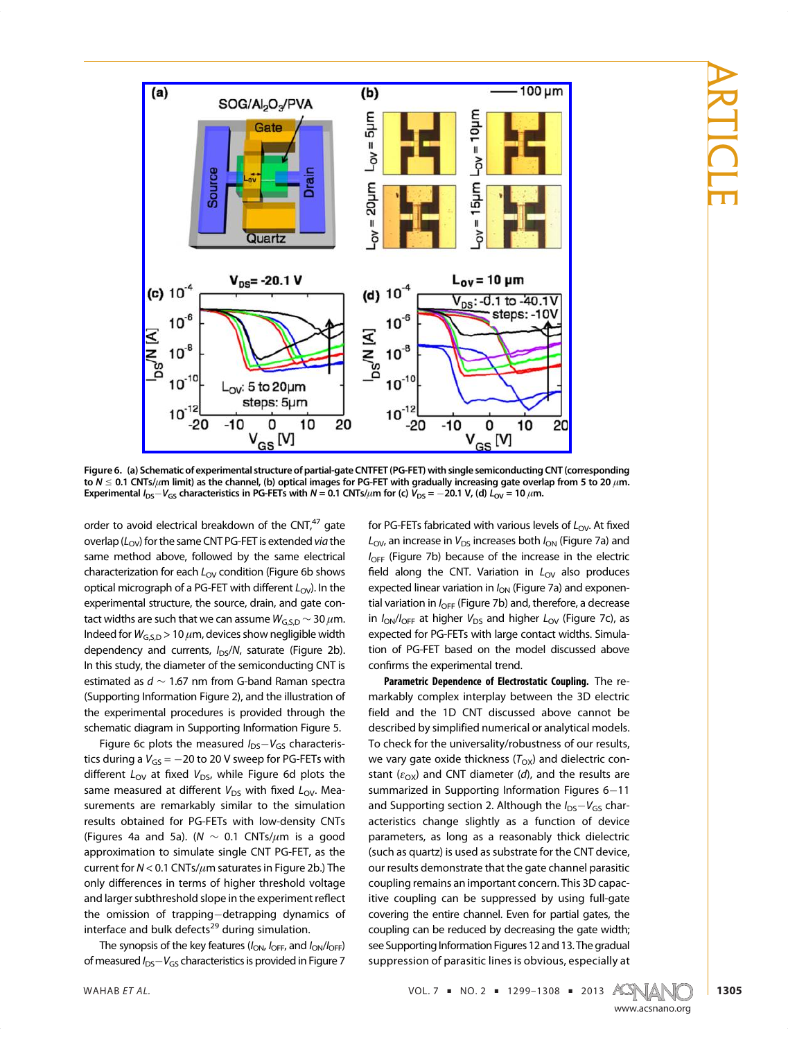**Figure 6.** (a) Schematic of experimental structure of partial-gate CNTFET (PG-FET) with single semiconducting CNT (corresponding to $N \leq 0.1$ CNTs/$\mu$m limit) as the channel, (b) optical images for PG-FET with gradually increasing gate overlap from 5 to 20 $\mu$m. Experimental $I_{DS}-V_{GS}$ characteristics in PG-FETs with $N = 0.1$ CNTs/$\mu$m for (c) $V_{DS} = -20.1$ V, (d) $L_{OV} = 10$ $\mu$m.

order to avoid electrical breakdown of the CNT,[47] gate overlap ($L_{OV}$) for the same CNT PG-FET is extended *via* the same method above, followed by the same electrical characterization for each $L_{OV}$ condition (Figure 6b shows optical micrograph of a PG-FET with different $L_{OV}$). In the experimental structure, the source, drain, and gate contact widths are such that we can assume $W_{G,S,D} \sim 30$ $\mu$m. Indeed for $W_{G,S,D} > 10$ $\mu$m, devices show negligible width dependency and currents, $I_{DS}/N$, saturate (Figure 2b). In this study, the diameter of the semiconducting CNT is estimated as $d \sim 1.67$ nm from G-band Raman spectra (Supporting Information Figure 2), and the illustration of the experimental procedures is provided through the schematic diagram in Supporting Information Figure 5.

Figure 6c plots the measured $I_{DS}-V_{GS}$ characteristics during a $V_{GS} = -20$ to 20 V sweep for PG-FETs with different $L_{OV}$ at fixed $V_{DS}$, while Figure 6d plots the same measured at different $V_{DS}$ with fixed $L_{OV}$. Measurements are remarkably similar to the simulation results obtained for PG-FETs with low-density CNTs (Figures 4a and 5a). ($N \sim 0.1$ CNTs/$\mu$m is a good approximation to simulate single CNT PG-FET, as the current for $N < 0.1$ CNTs/$\mu$m saturates in Figure 2b.) The only differences in terms of higher threshold voltage and larger subthreshold slope in the experiment reflect the omission of trapping–detrapping dynamics of interface and bulk defects[29] during simulation.

The synopsis of the key features ($I_{ON}$, $I_{OFF}$, and $I_{ON}/I_{OFF}$) of measured $I_{DS}-V_{GS}$ characteristics is provided in Figure 7 for PG-FETs fabricated with various levels of $L_{OV}$. At fixed $L_{OV}$, an increase in $V_{DS}$ increases both $I_{ON}$ (Figure 7a) and $I_{OFF}$ (Figure 7b) because of the increase in the electric field along the CNT. Variation in $L_{OV}$ also produces expected linear variation in $I_{ON}$ (Figure 7a) and exponential variation in $I_{OFF}$ (Figure 7b) and, therefore, a decrease in $I_{ON}/I_{OFF}$ at higher $V_{DS}$ and higher $L_{OV}$ (Figure 7c), as expected for PG-FETs with large contact widths. Simulation of PG-FET based on the model discussed above confirms the experimental trend.

**Parametric Dependence of Electrostatic Coupling.** The remarkably complex interplay between the 3D electric field and the 1D CNT discussed above cannot be described by simplified numerical or analytical models. To check for the universality/robustness of our results, we vary gate oxide thickness ($T_{OX}$) and dielectric constant ($\varepsilon_{OX}$) and CNT diameter ($d$), and the results are summarized in Supporting Information Figures 6–11 and Supporting section 2. Although the $I_{DS}-V_{GS}$ characteristics change slightly as a function of device parameters, as long as a reasonably thick dielectric (such as quartz) is used as substrate for the CNT device, our results demonstrate that the gate channel parasitic coupling remains an important concern. This 3D capacitive coupling can be suppressed by using full-gate covering the entire channel. Even for partial gates, the coupling can be reduced by decreasing the gate width; see Supporting Information Figures 12 and 13. The gradual suppression of parasitic lines is obvious, especially at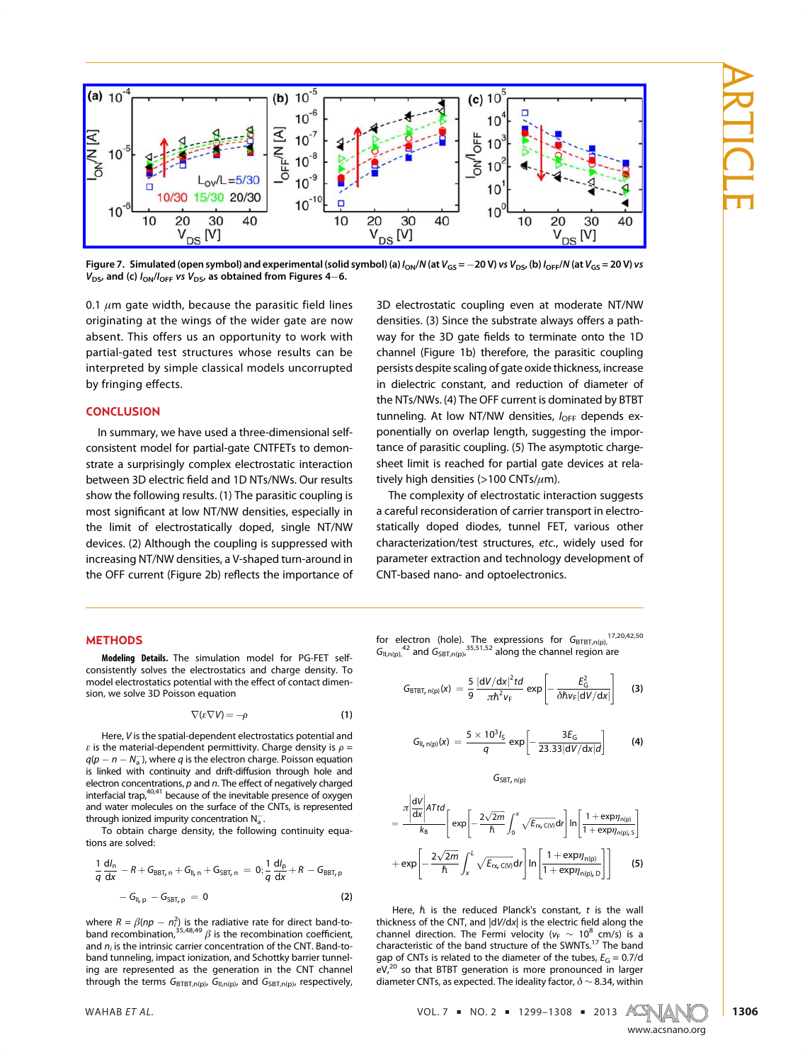Figure 7. Simulated (open symbol) and experimental (solid symbol) (a) $I_{ON}/N$ (at $V_{GS} = -20$ V) *vs* $V_{DS}$, (b) $I_{OFF}/N$ (at $V_{GS} = 20$ V) *vs* $V_{DS}$, and (c) $I_{ON}/I_{OFF}$ *vs* $V_{DS}$, as obtained from Figures 4–6.

0.1 $\mu$m gate width, because the parasitic field lines originating at the wings of the wider gate are now absent. This offers us an opportunity to work with partial-gated test structures whose results can be interpreted by simple classical models uncorrupted by fringing effects.

## CONCLUSION

In summary, we have used a three-dimensional self-consistent model for partial-gate CNTFETs to demonstrate a surprisingly complex electrostatic interaction between 3D electric field and 1D NTs/NWs. Our results show the following results. (1) The parasitic coupling is most significant at low NT/NW densities, especially in the limit of electrostatically doped, single NT/NW devices. (2) Although the coupling is suppressed with increasing NT/NW densities, a V-shaped turn-around in the OFF current (Figure 2b) reflects the importance of 3D electrostatic coupling even at moderate NT/NW densities. (3) Since the substrate always offers a pathway for the 3D gate fields to terminate onto the 1D channel (Figure 1b) therefore, the parasitic coupling persists despite scaling of gate oxide thickness, increase in dielectric constant, and reduction of diameter of the NTs/NWs. (4) The OFF current is dominated by BTBT tunneling. At low NT/NW densities, $I_{OFF}$ depends exponentially on overlap length, suggesting the importance of parasitic coupling. (5) The asymptotic charge-sheet limit is reached for partial gate devices at relatively high densities (>100 CNTs/$\mu$m).

The complexity of electrostatic interaction suggests a careful reconsideration of carrier transport in electrostatically doped diodes, tunnel FET, various other characterization/test structures, *etc.*, widely used for parameter extraction and technology development of CNT-based nano- and optoelectronics.

## METHODS

**Modeling Details.** The simulation model for PG-FET self-consistently solves the electrostatics and charge density. To model electrostatics potential with the effect of contact dimension, we solve 3D Poisson equation

$$\nabla(\varepsilon \nabla V) = -\rho \quad (1)$$

Here, $V$ is the spatial-dependent electrostatics potential and $\varepsilon$ is the material-dependent permittivity. Charge density is $\rho = q(p - n - N_a^-)$, where $q$ is the electron charge. Poisson equation is linked with continuity and drift-diffusion through hole and electron concentrations, $p$ and $n$. The effect of negatively charged interfacial trap,[40,41] because of the inevitable presence of oxygen and water molecules on the surface of the CNTs, is represented through ionized impurity concentration $N_a^-$.

To obtain charge density, the following continuity equations are solved:

$$\frac{1}{q}\frac{dI_n}{dx} - R + G_{BBT,n} + G_{II,n} + G_{SBT,n} = 0; \frac{1}{q}\frac{dI_p}{dx} + R - G_{BBT,p} - G_{II,p} - G_{SBT,p} = 0 \quad (2)$$

where $R = \beta(np - n_i^2)$ is the radiative rate for direct band-to-band recombination,[35,48,49] $\beta$ is the recombination coefficient, and $n_i$ is the intrinsic carrier concentration of the CNT. Band-to-band tunneling, impact ionization, and Schottky barrier tunneling are represented as the generation in the CNT channel through the terms $G_{BTBT,n(p)}$, $G_{II,n(p)}$, and $G_{SBT,n(p)}$, respectively, for electron (hole). The expressions for $G_{BTBT,n(p)}$,[17,20,42,50] $G_{II,n(p)}$,[42] and $G_{SBT,n(p)}$,[35,51,52] along the channel region are

$$G_{BTBT,n(p)}(x) = \frac{5}{9}\frac{|dV/dx|^2 td}{\pi\hbar^2 v_F}\exp\left[-\frac{E_G^2}{\delta\hbar v_F |dV/dx|}\right] \quad (3)$$

$$G_{II,n(p)}(x) = \frac{5\times 10^3 I_S}{q}\exp\left[-\frac{3E_G}{23.33|dV/dx|d}\right] \quad (4)$$

$$G_{SBT,n(p)} = \frac{\pi\left|\frac{dV}{dx}\right|ATtd}{k_B}\left[\exp\left[-\frac{2\sqrt{2m}}{\hbar}\int_0^x \sqrt{E_{rx,C(V)}}dr\right]\ln\left[\frac{1+\exp\eta_{n(p)}}{1+\exp\eta_{n(p),S}}\right] + \exp\left[-\frac{2\sqrt{2m}}{\hbar}\int_x^L \sqrt{E_{rx,C(V)}}dr\right]\ln\left[\frac{1+\exp\eta_{n(p)}}{1+\exp\eta_{n(p),D}}\right]\right] \quad (5)$$

Here, $\hbar$ is the reduced Planck's constant, $t$ is the wall thickness of the CNT, and $|dV/dx|$ is the electric field along the channel direction. The Fermi velocity ($v_F \sim 10^8$ cm/s) is a characteristic of the band structure of the SWNTs.[17] The band gap of CNTs is related to the diameter of the tubes, $E_G = 0.7/d$ eV,[20] so that BTBT generation is more pronounced in larger diameter CNTs, as expected. The ideality factor, $\delta \sim 8.34$, within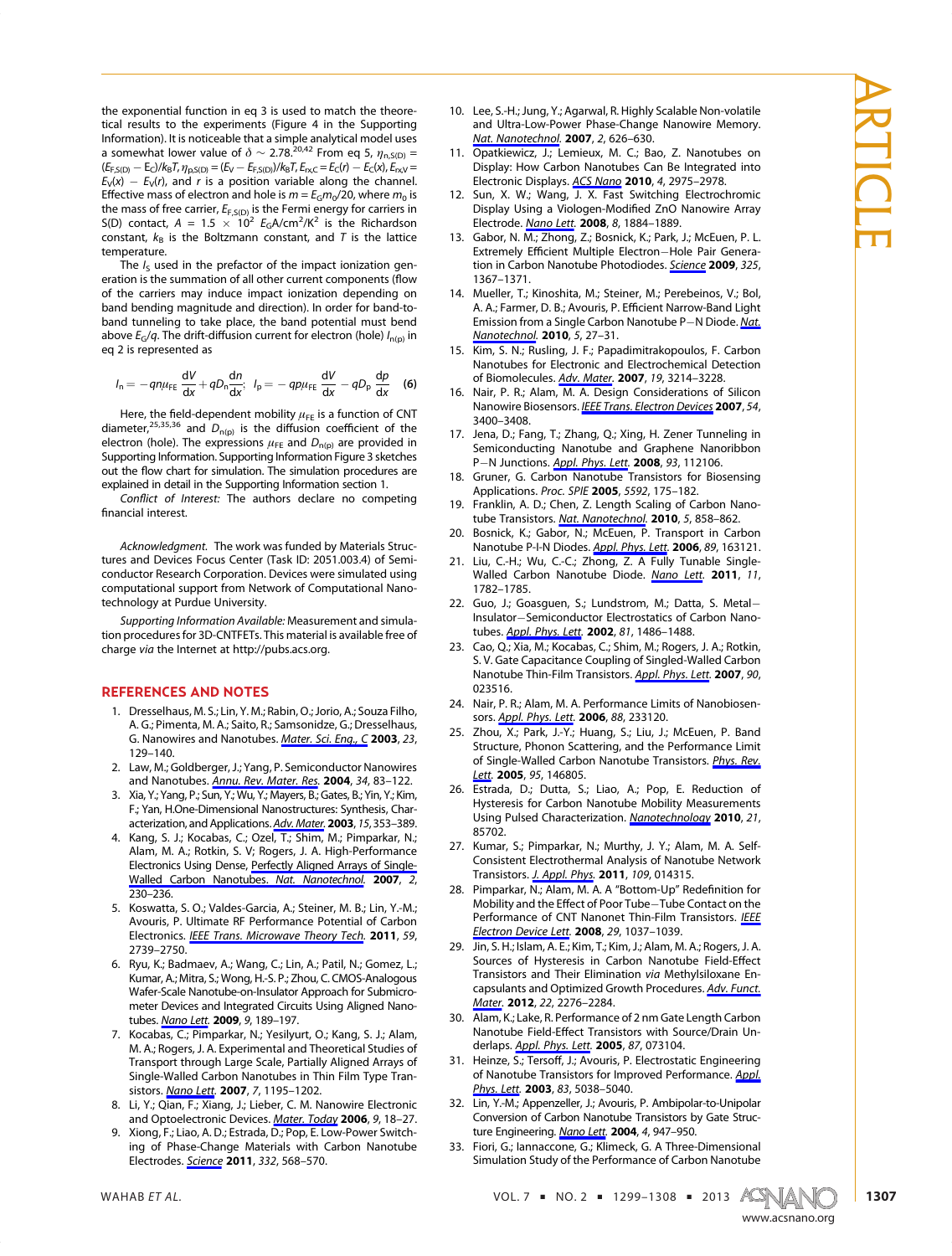the exponential function in eq 3 is used to match the theoretical results to the experiments (Figure 4 in the Supporting Information). It is noticeable that a simple analytical model uses a somewhat lower value of $\delta \sim 2.78$.[20,42] From eq 5, $\eta_{n,S(D)} = (E_{F,S(D)} - E_C)/k_BT$, $\eta_{p,S(D)} = (E_V - E_{F,S(D)})/k_BT$, $E_{rx,C} = E_C(r) - E_C(x)$, $E_{rx,V} = E_V(x) - E_V(r)$, and $r$ is a position variable along the channel. Effective mass of electron and hole is $m = E_G m_0/20$, where $m_0$ is the mass of free carrier, $E_{F,S(D)}$ is the Fermi energy for carriers in S(D) contact, $A = 1.5 \times 10^2\ E_G \text{A/cm}^2/\text{K}^2$ is the Richardson constant, $k_B$ is the Boltzmann constant, and $T$ is the lattice temperature.

The $I_S$ used in the prefactor of the impact ionization generation is the summation of all other current components (flow of the carriers may induce impact ionization depending on band bending magnitude and direction). In order for band-to-band tunneling to take place, the band potential must bend above $E_G/q$. The drift-diffusion current for electron (hole) $I_{n(p)}$ in eq 2 is represented as

$$I_n = -qn\mu_{FE}\frac{dV}{dx} + qD_n\frac{dn}{dx};\quad I_p = -qp\mu_{FE}\frac{dV}{dx} - qD_p\frac{dp}{dx} \qquad (6)$$

Here, the field-dependent mobility $\mu_{FE}$ is a function of CNT diameter,[25,35,36] and $D_{n(p)}$ is the diffusion coefficient of the electron (hole). The expressions $\mu_{FE}$ and $D_{n(p)}$ are provided in Supporting Information. Supporting Information Figure 3 sketches out the flow chart for simulation. The simulation procedures are explained in detail in the Supporting Information section 1.

*Conflict of Interest:* The authors declare no competing financial interest.

*Acknowledgment.* The work was funded by Materials Structures and Devices Focus Center (Task ID: 2051.003.4) of Semiconductor Research Corporation. Devices were simulated using computational support from Network of Computational Nanotechnology at Purdue University.

*Supporting Information Available:* Measurement and simulation procedures for 3D-CNTFETs. This material is available free of charge *via* the Internet at http://pubs.acs.org.

## REFERENCES AND NOTES

1. Dresselhaus, M. S.; Lin, Y. M.; Rabin, O.; Jorio, A.; Souza Filho, A. G.; Pimenta, M. A.; Saito, R.; Samsonidze, G.; Dresselhaus, G. Nanowires and Nanotubes. *Mater. Sci. Eng., C* **2003**, *23*, 129–140.
2. Law, M.; Goldberger, J.; Yang, P. Semiconductor Nanowires and Nanotubes. *Annu. Rev. Mater. Res.* **2004**, *34*, 83–122.
3. Xia, Y.; Yang, P.; Sun, Y.; Wu, Y.; Mayers, B.; Gates, B.; Yin, Y.; Kim, F.; Yan, H.One-Dimensional Nanostructures: Synthesis, Characterization, and Applications. *Adv. Mater.* **2003**, *15*, 353–389.
4. Kang, S. J.; Kocabas, C.; Ozel, T.; Shim, M.; Pimparkar, N.; Alam, M. A.; Rotkin, S. V; Rogers, J. A. High-Performance Electronics Using Dense, Perfectly Aligned Arrays of Single-Walled Carbon Nanotubes. *Nat. Nanotechnol.* **2007**, *2*, 230–236.
5. Koswatta, S. O.; Valdes-Garcia, A.; Steiner, M. B.; Lin, Y.-M.; Avouris, P. Ultimate RF Performance Potential of Carbon Electronics. *IEEE Trans. Microwave Theory Tech.* **2011**, *59*, 2739–2750.
6. Ryu, K.; Badmaev, A.; Wang, C.; Lin, A.; Patil, N.; Gomez, L.; Kumar, A.; Mitra, S.; Wong, H.-S. P.; Zhou, C. CMOS-Analogous Wafer-Scale Nanotube-on-Insulator Approach for Submicrometer Devices and Integrated Circuits Using Aligned Nanotubes. *Nano Lett.* **2009**, *9*, 189–197.
7. Kocabas, C.; Pimparkar, N.; Yesilyurt, O.; Kang, S. J.; Alam, M. A.; Rogers, J. A. Experimental and Theoretical Studies of Transport through Large Scale, Partially Aligned Arrays of Single-Walled Carbon Nanotubes in Thin Film Type Transistors. *Nano Lett.* **2007**, *7*, 1195–1202.
8. Li, Y.; Qian, F.; Xiang, J.; Lieber, C. M. Nanowire Electronic and Optoelectronic Devices. *Mater. Today* **2006**, *9*, 18–27.
9. Xiong, F.; Liao, A. D.; Estrada, D.; Pop, E. Low-Power Switching of Phase-Change Materials with Carbon Nanotube Electrodes. *Science* **2011**, *332*, 568–570.
10. Lee, S.-H.; Jung, Y.; Agarwal, R. Highly Scalable Non-volatile and Ultra-Low-Power Phase-Change Nanowire Memory. *Nat. Nanotechnol.* **2007**, *2*, 626–630.
11. Opatkiewicz, J.; Lemieux, M. C.; Bao, Z. Nanotubes on Display: How Carbon Nanotubes Can Be Integrated into Electronic Displays. *ACS Nano* **2010**, *4*, 2975–2978.
12. Sun, X. W.; Wang, J. X. Fast Switching Electrochromic Display Using a Viologen-Modified ZnO Nanowire Array Electrode. *Nano Lett.* **2008**, *8*, 1884–1889.
13. Gabor, N. M.; Zhong, Z.; Bosnick, K.; Park, J.; McEuen, P. L. Extremely Efficient Multiple Electron–Hole Pair Generation in Carbon Nanotube Photodiodes. *Science* **2009**, *325*, 1367–1371.
14. Mueller, T.; Kinoshita, M.; Steiner, M.; Perebeinos, V.; Bol, A. A.; Farmer, D. B.; Avouris, P. Efficient Narrow-Band Light Emission from a Single Carbon Nanotube P–N Diode. *Nat. Nanotechnol.* **2010**, *5*, 27–31.
15. Kim, S. N.; Rusling, J. F.; Papadimitrakopoulos, F. Carbon Nanotubes for Electronic and Electrochemical Detection of Biomolecules. *Adv. Mater.* **2007**, *19*, 3214–3228.
16. Nair, P. R.; Alam, M. A. Design Considerations of Silicon Nanowire Biosensors. *IEEE Trans. Electron Devices* **2007**, *54*, 3400–3408.
17. Jena, D.; Fang, T.; Zhang, Q.; Xing, H. Zener Tunneling in Semiconducting Nanotube and Graphene Nanoribbon P–N Junctions. *Appl. Phys. Lett.* **2008**, *93*, 112106.
18. Gruner, G. Carbon Nanotube Transistors for Biosensing Applications. *Proc. SPIE* **2005**, *5592*, 175–182.
19. Franklin, A. D.; Chen, Z. Length Scaling of Carbon Nanotube Transistors. *Nat. Nanotechnol.* **2010**, *5*, 858–862.
20. Bosnick, K.; Gabor, N.; McEuen, P. Transport in Carbon Nanotube P-I-N Diodes. *Appl. Phys. Lett.* **2006**, *89*, 163121.
21. Liu, C.-H.; Wu, C.-C.; Zhong, Z. A Fully Tunable Single-Walled Carbon Nanotube Diode. *Nano Lett.* **2011**, *11*, 1782–1785.
22. Guo, J.; Goasguen, S.; Lundstrom, M.; Datta, S. Metal–Insulator–Semiconductor Electrostatics of Carbon Nanotubes. *Appl. Phys. Lett.* **2002**, *81*, 1486–1488.
23. Cao, Q.; Xia, M.; Kocabas, C.; Shim, M.; Rogers, J. A.; Rotkin, S. V. Gate Capacitance Coupling of Singled-Walled Carbon Nanotube Thin-Film Transistors. *Appl. Phys. Lett.* **2007**, *90*, 023516.
24. Nair, P. R.; Alam, M. A. Performance Limits of Nanobiosensors. *Appl. Phys. Lett.* **2006**, *88*, 233120.
25. Zhou, X.; Park, J.-Y.; Huang, S.; Liu, J.; McEuen, P. Band Structure, Phonon Scattering, and the Performance Limit of Single-Walled Carbon Nanotube Transistors. *Phys. Rev. Lett.* **2005**, *95*, 146805.
26. Estrada, D.; Dutta, S.; Liao, A.; Pop, E. Reduction of Hysteresis for Carbon Nanotube Mobility Measurements Using Pulsed Characterization. *Nanotechnology* **2010**, *21*, 85702.
27. Kumar, S.; Pimparkar, N.; Murthy, J. Y.; Alam, M. A. Self-Consistent Electrothermal Analysis of Nanotube Network Transistors. *J. Appl. Phys.* **2011**, *109*, 014315.
28. Pimparkar, N.; Alam, M. A. A "Bottom-Up" Redefinition for Mobility and the Effect of Poor Tube–Tube Contact on the Performance of CNT Nanonet Thin-Film Transistors. *IEEE Electron Device Lett.* **2008**, *29*, 1037–1039.
29. Jin, S. H.; Islam, A. E.; Kim, T.; Kim, J.; Alam, M. A.; Rogers, J. A. Sources of Hysteresis in Carbon Nanotube Field-Effect Transistors and Their Elimination *via* Methylsiloxane Encapsulants and Optimized Growth Procedures. *Adv. Funct. Mater.* **2012**, *22*, 2276–2284.
30. Alam, K.; Lake, R. Performance of 2 nm Gate Length Carbon Nanotube Field-Effect Transistors with Source/Drain Underlaps. *Appl. Phys. Lett.* **2005**, *87*, 073104.
31. Heinze, S.; Tersoff, J.; Avouris, P. Electrostatic Engineering of Nanotube Transistors for Improved Performance. *Appl. Phys. Lett.* **2003**, *83*, 5038–5040.
32. Lin, Y.-M.; Appenzeller, J.; Avouris, P. Ambipolar-to-Unipolar Conversion of Carbon Nanotube Transistors by Gate Structure Engineering. *Nano Lett.* **2004**, *4*, 947–950.
33. Fiori, G.; Iannaccone, G.; Klimeck, G. A Three-Dimensional Simulation Study of the Performance of Carbon Nanotube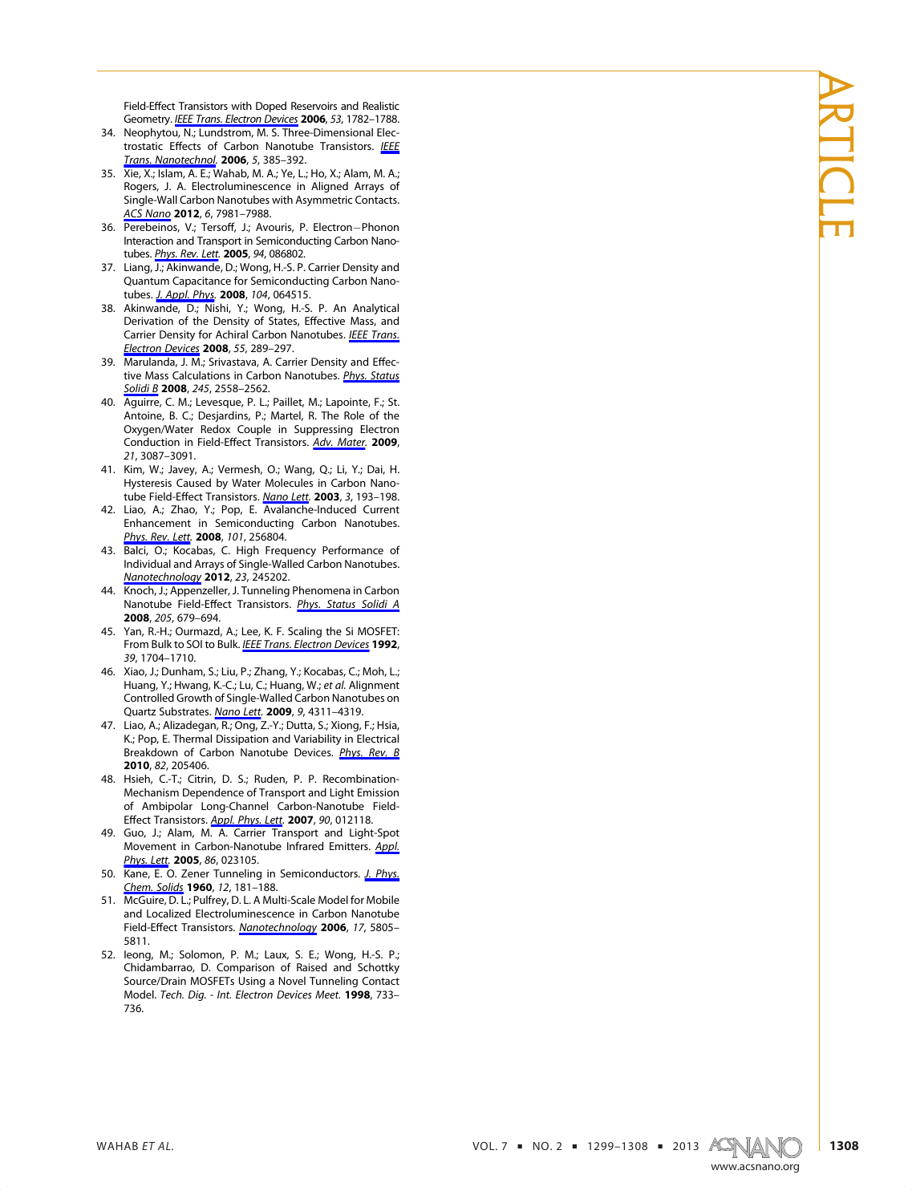Field-Effect Transistors with Doped Reservoirs and Realistic Geometry. *IEEE Trans. Electron Devices* **2006**, *53*, 1782–1788.

34. Neophytou, N.; Lundstrom, M. S. Three-Dimensional Electrostatic Effects of Carbon Nanotube Transistors. *IEEE Trans. Nanotechnol.* **2006**, *5*, 385–392.
35. Xie, X.; Islam, A. E.; Wahab, M. A.; Ye, L.; Ho, X.; Alam, M. A.; Rogers, J. A. Electroluminescence in Aligned Arrays of Single-Wall Carbon Nanotubes with Asymmetric Contacts. *ACS Nano* **2012**, *6*, 7981–7988.
36. Perebeinos, V.; Tersoff, J.; Avouris, P. Electron–Phonon Interaction and Transport in Semiconducting Carbon Nanotubes. *Phys. Rev. Lett.* **2005**, *94*, 086802.
37. Liang, J.; Akinwande, D.; Wong, H.-S. P. Carrier Density and Quantum Capacitance for Semiconducting Carbon Nanotubes. *J. Appl. Phys.* **2008**, *104*, 064515.
38. Akinwande, D.; Nishi, Y.; Wong, H.-S. P. An Analytical Derivation of the Density of States, Effective Mass, and Carrier Density for Achiral Carbon Nanotubes. *IEEE Trans. Electron Devices* **2008**, *55*, 289–297.
39. Marulanda, J. M.; Srivastava, A. Carrier Density and Effective Mass Calculations in Carbon Nanotubes. *Phys. Status Solidi B* **2008**, *245*, 2558–2562.
40. Aguirre, C. M.; Levesque, P. L.; Paillet, M.; Lapointe, F.; St. Antoine, B. C.; Desjardins, P.; Martel, R. The Role of the Oxygen/Water Redox Couple in Suppressing Electron Conduction in Field-Effect Transistors. *Adv. Mater.* **2009**, *21*, 3087–3091.
41. Kim, W.; Javey, A.; Vermesh, O.; Wang, Q.; Li, Y.; Dai, H. Hysteresis Caused by Water Molecules in Carbon Nanotube Field-Effect Transistors. *Nano Lett.* **2003**, *3*, 193–198.
42. Liao, A.; Zhao, Y.; Pop, E. Avalanche-Induced Current Enhancement in Semiconducting Carbon Nanotubes. *Phys. Rev. Lett.* **2008**, *101*, 256804.
43. Balci, O.; Kocabas, C. High Frequency Performance of Individual and Arrays of Single-Walled Carbon Nanotubes. *Nanotechnology* **2012**, *23*, 245202.
44. Knoch, J.; Appenzeller, J. Tunneling Phenomena in Carbon Nanotube Field-Effect Transistors. *Phys. Status Solidi A* **2008**, *205*, 679–694.
45. Yan, R.-H.; Ourmazd, A.; Lee, K. F. Scaling the Si MOSFET: From Bulk to SOI to Bulk. *IEEE Trans. Electron Devices* **1992**, *39*, 1704–1710.
46. Xiao, J.; Dunham, S.; Liu, P.; Zhang, Y.; Kocabas, C.; Moh, L.; Huang, Y.; Hwang, K.-C.; Lu, C.; Huang, W.; *et al.* Alignment Controlled Growth of Single-Walled Carbon Nanotubes on Quartz Substrates. *Nano Lett.* **2009**, *9*, 4311–4319.
47. Liao, A.; Alizadegan, R.; Ong, Z.-Y.; Dutta, S.; Xiong, F.; Hsia, K.; Pop, E. Thermal Dissipation and Variability in Electrical Breakdown of Carbon Nanotube Devices. *Phys. Rev. B* **2010**, *82*, 205406.
48. Hsieh, C.-T.; Citrin, D. S.; Ruden, P. P. Recombination-Mechanism Dependence of Transport and Light Emission of Ambipolar Long-Channel Carbon-Nanotube Field-Effect Transistors. *Appl. Phys. Lett.* **2007**, *90*, 012118.
49. Guo, J.; Alam, M. A. Carrier Transport and Light-Spot Movement in Carbon-Nanotube Infrared Emitters. *Appl. Phys. Lett.* **2005**, *86*, 023105.
50. Kane, E. O. Zener Tunneling in Semiconductors. *J. Phys. Chem. Solids* **1960**, *12*, 181–188.
51. McGuire, D. L.; Pulfrey, D. L. A Multi-Scale Model for Mobile and Localized Electroluminescence in Carbon Nanotube Field-Effect Transistors. *Nanotechnology* **2006**, *17*, 5805–5811.
52. Ieong, M.; Solomon, P. M.; Laux, S. E.; Wong, H.-S. P.; Chidambarrao, D. Comparison of Raised and Schottky Source/Drain MOSFETs Using a Novel Tunneling Contact Model. *Tech. Dig. - Int. Electron Devices Meet.* **1998**, 733–736.